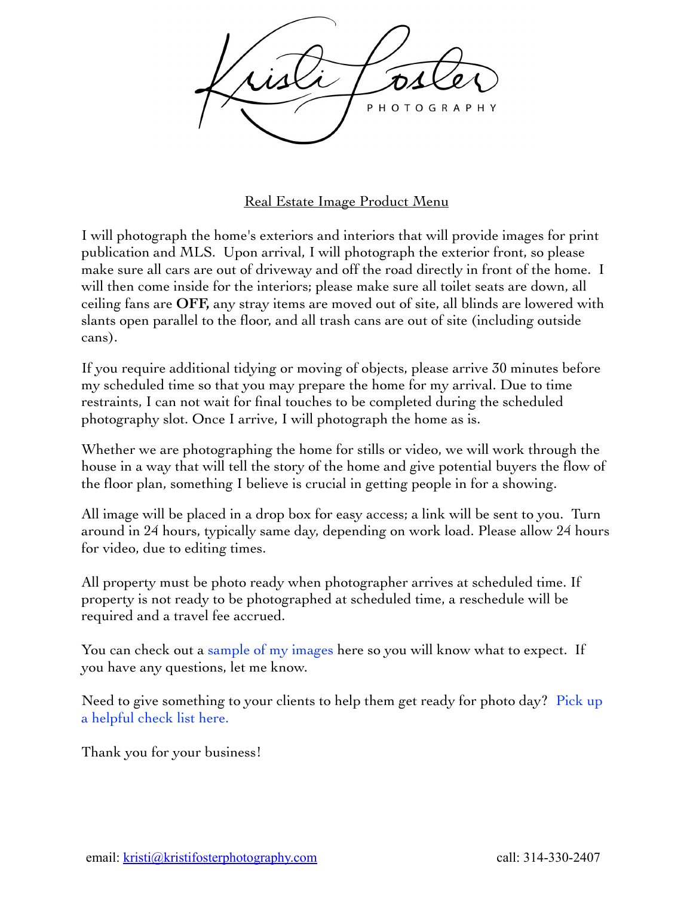# Kristi Foster PHOTOGRAPHY

## Real Estate Image Product Menu

I will photograph the home's exteriors and interiors that will provide images for print publication and MLS. Upon arrival, I will photograph the exterior front, so please make sure all cars are out of driveway and off the road directly in front of the home. I will then come inside for the interiors; please make sure all toilet seats are down, all ceiling fans are **OFF,** any stray items are moved out of site, all blinds are lowered with slants open parallel to the floor, and all trash cans are out of site (including outside cans).

If you require additional tidying or moving of objects, please arrive 30 minutes before my scheduled time so that you may prepare the home for my arrival. Due to time restraints, I can not wait for final touches to be completed during the scheduled photography slot. Once I arrive, I will photograph the home as is.

Whether we are photographing the home for stills or video, we will work through the house in a way that will tell the story of the home and give potential buyers the flow of the floor plan, something I believe is crucial in getting people in for a showing.

All image will be placed in a drop box for easy access; a link will be sent to you. Turn around in 24 hours, typically same day, depending on work load. Please allow 24 hours for video, due to editing times.

All property must be photo ready when photographer arrives at scheduled time. If property is not ready to be photographed at scheduled time, a reschedule will be required and a travel fee accrued.

You can check out a sample of my images here so you will know what to expect. If you have any questions, let me know.

Need to give something to your clients to help them get ready for photo day? Pick up a helpful check list here.

Thank you for your business!

email: kristi@kristifosterphotography.com call: 314-330-2407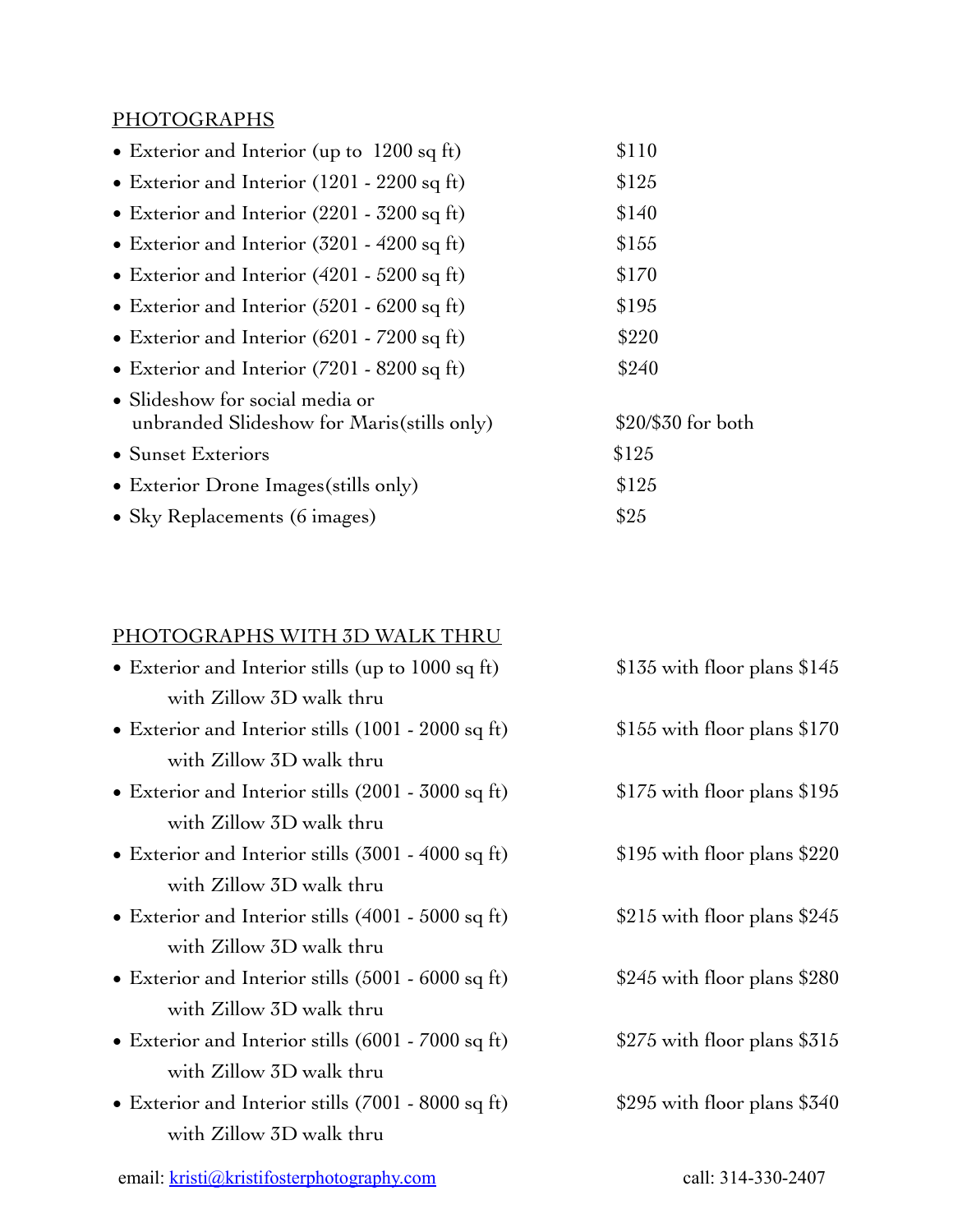## PHOTOGRAPHS

| Service | Price |
| --- | --- |
| Exterior and Interior (up to 1200 sq ft) | $110 |
| Exterior and Interior (1201 - 2200 sq ft) | $125 |
| Exterior and Interior (2201 - 3200 sq ft) | $140 |
| Exterior and Interior (3201 - 4200 sq ft) | $155 |
| Exterior and Interior (4201 - 5200 sq ft) | $170 |
| Exterior and Interior (5201 - 6200 sq ft) | $195 |
| Exterior and Interior (6201 - 7200 sq ft) | $220 |
| Exterior and Interior (7201 - 8200 sq ft) | $240 |
| Slideshow for social media or unbranded Slideshow for Maris(stills only) | $20/$30 for both |
| Sunset Exteriors | $125 |
| Exterior Drone Images(stills only) | $125 |
| Sky Replacements (6 images) | $25 |

## PHOTOGRAPHS WITH 3D WALK THRU

| Service | Price |
| --- | --- |
| Exterior and Interior stills (up to 1000 sq ft) with Zillow 3D walk thru | $135 with floor plans $145 |
| Exterior and Interior stills (1001 - 2000 sq ft) with Zillow 3D walk thru | $155 with floor plans $170 |
| Exterior and Interior stills (2001 - 3000 sq ft) with Zillow 3D walk thru | $175 with floor plans $195 |
| Exterior and Interior stills (3001 - 4000 sq ft) with Zillow 3D walk thru | $195 with floor plans $220 |
| Exterior and Interior stills (4001 - 5000 sq ft) with Zillow 3D walk thru | $215 with floor plans $245 |
| Exterior and Interior stills (5001 - 6000 sq ft) with Zillow 3D walk thru | $245 with floor plans $280 |
| Exterior and Interior stills (6001 - 7000 sq ft) with Zillow 3D walk thru | $275 with floor plans $315 |
| Exterior and Interior stills (7001 - 8000 sq ft) with Zillow 3D walk thru | $295 with floor plans $340 |

email: [kristi@kristifosterphotography.com](mailto:kristi@kristifosterphotography.com) call: 314-330-2407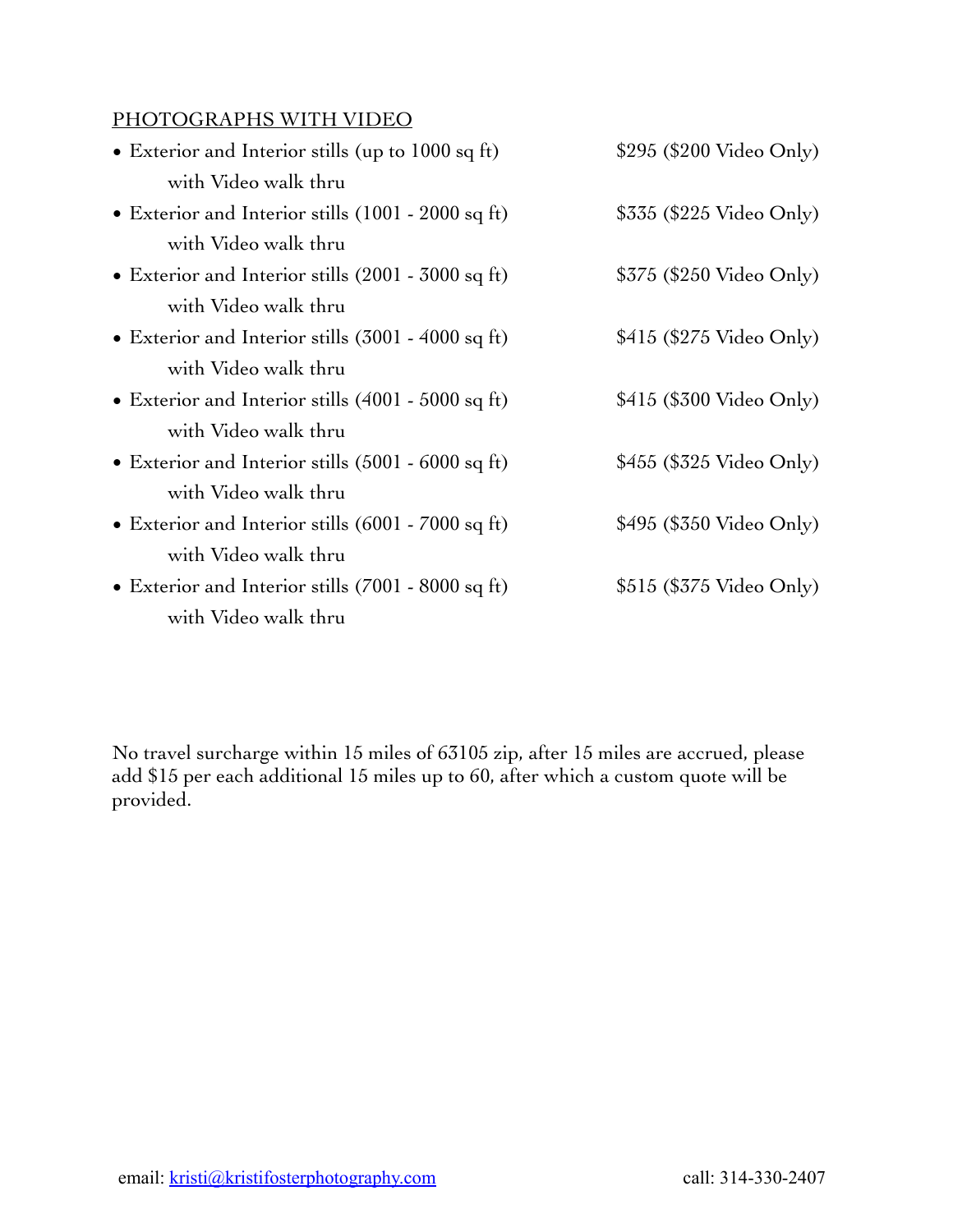PHOTOGRAPHS WITH VIDEO

- Exterior and Interior stills (up to 1000 sq ft) with Video walk thru — $295 ($200 Video Only)
- Exterior and Interior stills (1001 - 2000 sq ft) with Video walk thru — $335 ($225 Video Only)
- Exterior and Interior stills (2001 - 3000 sq ft) with Video walk thru — $375 ($250 Video Only)
- Exterior and Interior stills (3001 - 4000 sq ft) with Video walk thru — $415 ($275 Video Only)
- Exterior and Interior stills (4001 - 5000 sq ft) with Video walk thru — $415 ($300 Video Only)
- Exterior and Interior stills (5001 - 6000 sq ft) with Video walk thru — $455 ($325 Video Only)
- Exterior and Interior stills (6001 - 7000 sq ft) with Video walk thru — $495 ($350 Video Only)
- Exterior and Interior stills (7001 - 8000 sq ft) with Video walk thru — $515 ($375 Video Only)

No travel surcharge within 15 miles of 63105 zip, after 15 miles are accrued, please add $15 per each additional 15 miles up to 60, after which a custom quote will be provided.

email: kristi@kristifosterphotography.com call: 314-330-2407